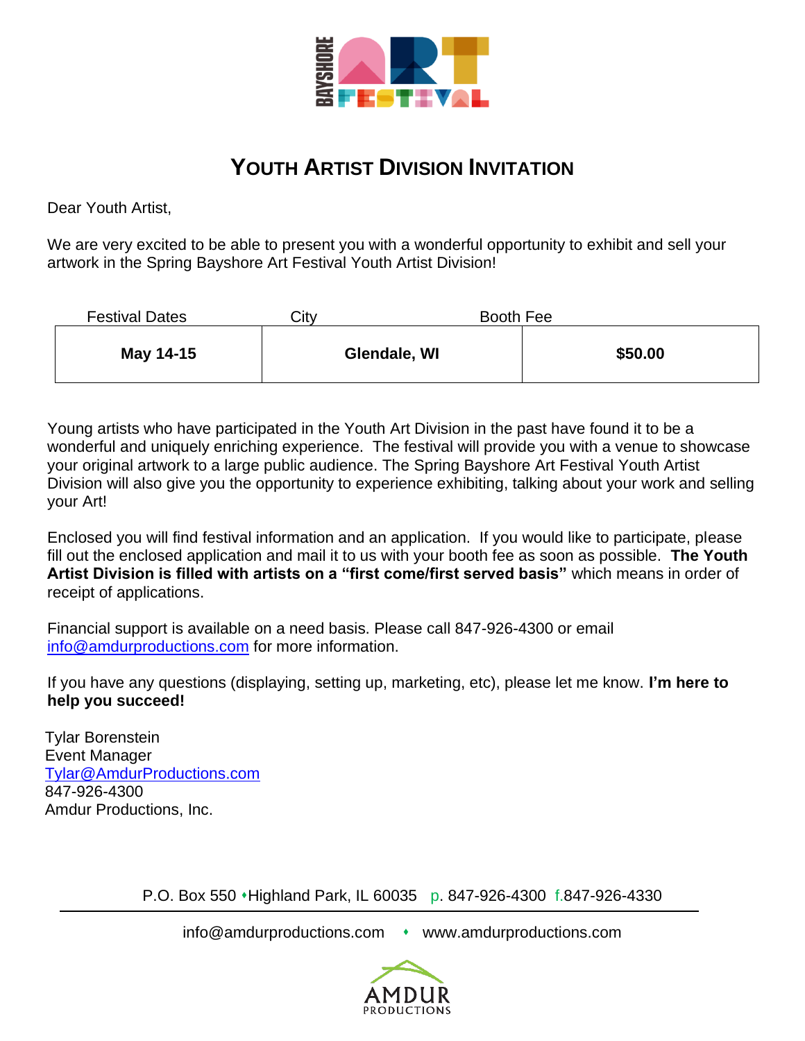# YOUTH ARTIST DIVISION INVITATION

Dear Youth Artist,

We are very excited to be able to present you with a wonderful opportunity to exhibit and sell your artwork in the Spring Bayshore Art Festival Youth Artist Division!

| Festival Dates | City | Booth Fee |
|---|---|---|
| **May 14-15** | **Glendale, WI** | **$50.00** |

Young artists who have participated in the Youth Art Division in the past have found it to be a wonderful and uniquely enriching experience. The festival will provide you with a venue to showcase your original artwork to a large public audience. The Spring Bayshore Art Festival Youth Artist Division will also give you the opportunity to experience exhibiting, talking about your work and selling your Art!

Enclosed you will find festival information and an application. If you would like to participate, please fill out the enclosed application and mail it to us with your booth fee as soon as possible. **The Youth Artist Division is filled with artists on a "first come/first served basis"** which means in order of receipt of applications.

Financial support is available on a need basis. Please call 847-926-4300 or email info@amdurproductions.com for more information.

If you have any questions (displaying, setting up, marketing, etc), please let me know. **I'm here to help you succeed!**

Tylar Borenstein
Event Manager
Tylar@AmdurProductions.com
847-926-4300
Amdur Productions, Inc.

P.O. Box 550 • Highland Park, IL 60035 p. 847-926-4300 f. 847-926-4330

info@amdurproductions.com • www.amdurproductions.com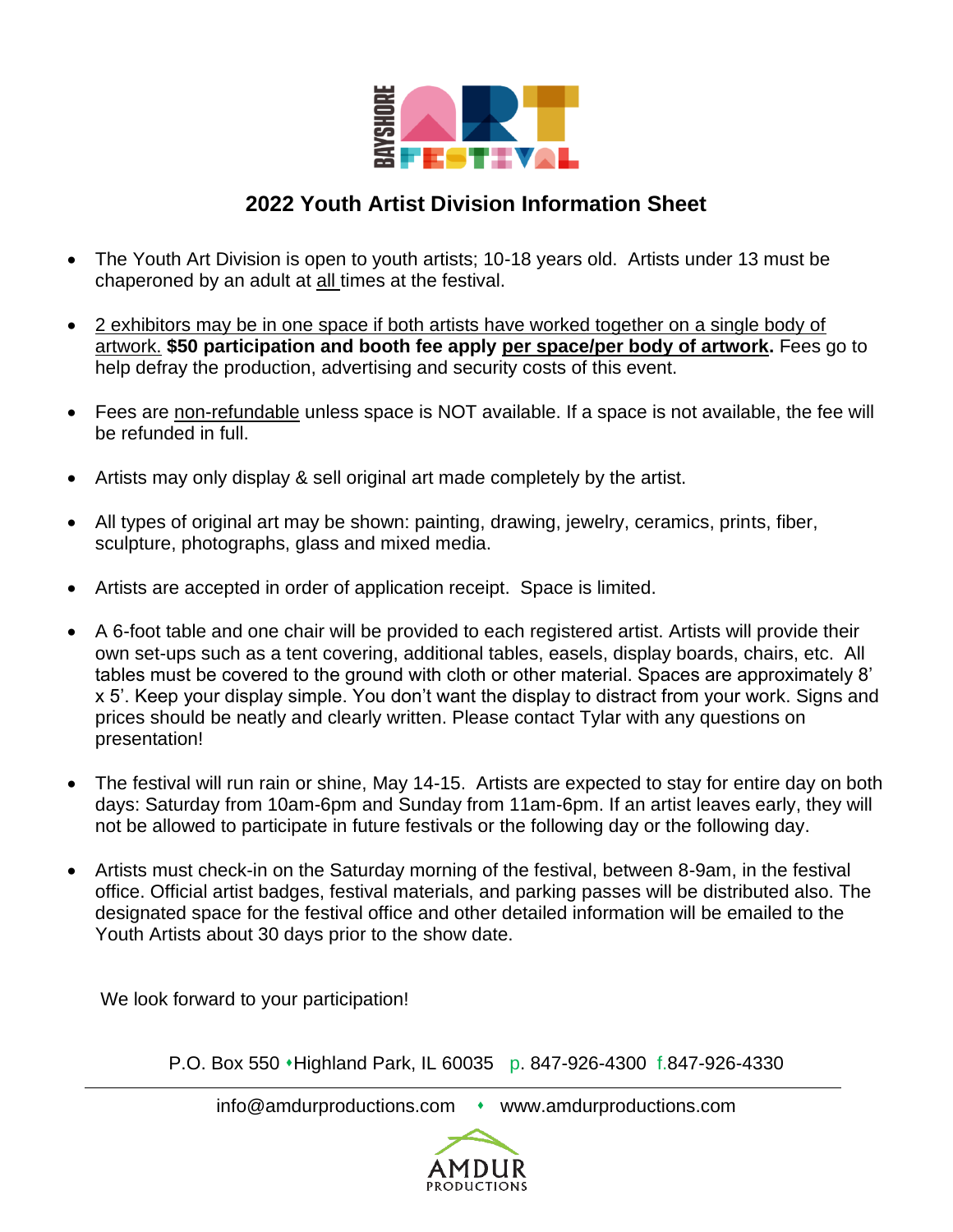## 2022 Youth Artist Division Information Sheet

- The Youth Art Division is open to youth artists; 10-18 years old. Artists under 13 must be chaperoned by an adult at all times at the festival.
- 2 exhibitors may be in one space if both artists have worked together on a single body of artwork. **$50 participation and booth fee apply per space/per body of artwork.** Fees go to help defray the production, advertising and security costs of this event.
- Fees are non-refundable unless space is NOT available. If a space is not available, the fee will be refunded in full.
- Artists may only display & sell original art made completely by the artist.
- All types of original art may be shown: painting, drawing, jewelry, ceramics, prints, fiber, sculpture, photographs, glass and mixed media.
- Artists are accepted in order of application receipt. Space is limited.
- A 6-foot table and one chair will be provided to each registered artist. Artists will provide their own set-ups such as a tent covering, additional tables, easels, display boards, chairs, etc. All tables must be covered to the ground with cloth or other material. Spaces are approximately 8' x 5'. Keep your display simple. You don't want the display to distract from your work. Signs and prices should be neatly and clearly written. Please contact Tylar with any questions on presentation!
- The festival will run rain or shine, May 14-15. Artists are expected to stay for entire day on both days: Saturday from 10am-6pm and Sunday from 11am-6pm. If an artist leaves early, they will not be allowed to participate in future festivals or the following day or the following day.
- Artists must check-in on the Saturday morning of the festival, between 8-9am, in the festival office. Official artist badges, festival materials, and parking passes will be distributed also. The designated space for the festival office and other detailed information will be emailed to the Youth Artists about 30 days prior to the show date.

We look forward to your participation!

P.O. Box 550 • Highland Park, IL 60035 p. 847-926-4300 f.847-926-4330

info@amdurproductions.com • www.amdurproductions.com

AMDUR PRODUCTIONS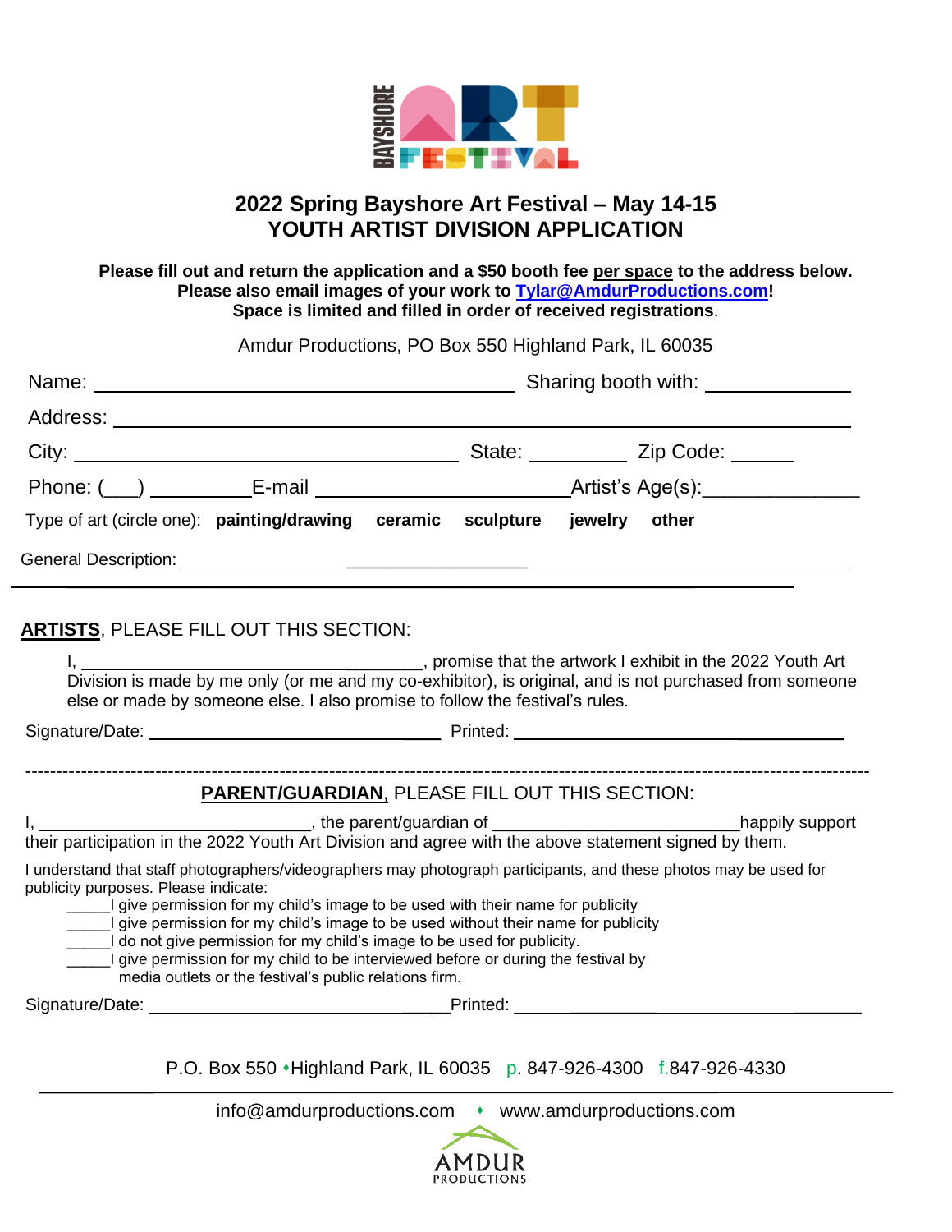# 2022 Spring Bayshore Art Festival – May 14-15
# YOUTH ARTIST DIVISION APPLICATION

**Please fill out and return the application and a $50 booth fee per space to the address below.**
**Please also email images of your work to Tylar@AmdurProductions.com!**
**Space is limited and filled in order of received registrations.**

Amdur Productions, PO Box 550 Highland Park, IL 60035

Name: ______________________________ Sharing booth with: ____________

Address: ____________________________________________________________

City: ______________________________ State: ________ Zip Code: ______

Phone: (___) _________E-mail _______________________Artist's Age(s):______________

Type of art (circle one): **painting/drawing** **ceramic** **sculpture** **jewelry** **other**

General Description: ____________________________________________________________

____________________________________________________________________________

**ARTISTS**, PLEASE FILL OUT THIS SECTION:

I, _________________________________, promise that the artwork I exhibit in the 2022 Youth Art Division is made by me only (or me and my co-exhibitor), is original, and is not purchased from someone else or made by someone else. I also promise to follow the festival's rules.

Signature/Date: ______________________________ Printed: ______________________________

---

**PARENT/GUARDIAN**, PLEASE FILL OUT THIS SECTION:

I, __________________________, the parent/guardian of _________________________happily support their participation in the 2022 Youth Art Division and agree with the above statement signed by them.

I understand that staff photographers/videographers may photograph participants, and these photos may be used for publicity purposes. Please indicate:

_____I give permission for my child's image to be used with their name for publicity
_____I give permission for my child's image to be used without their name for publicity
_____I do not give permission for my child's image to be used for publicity.
_____I give permission for my child to be interviewed before or during the festival by media outlets or the festival's public relations firm.

Signature/Date: ______________________________Printed: ______________________________

P.O. Box 550 • Highland Park, IL 60035 p. 847-926-4300 f.847-926-4330

info@amdurproductions.com • www.amdurproductions.com